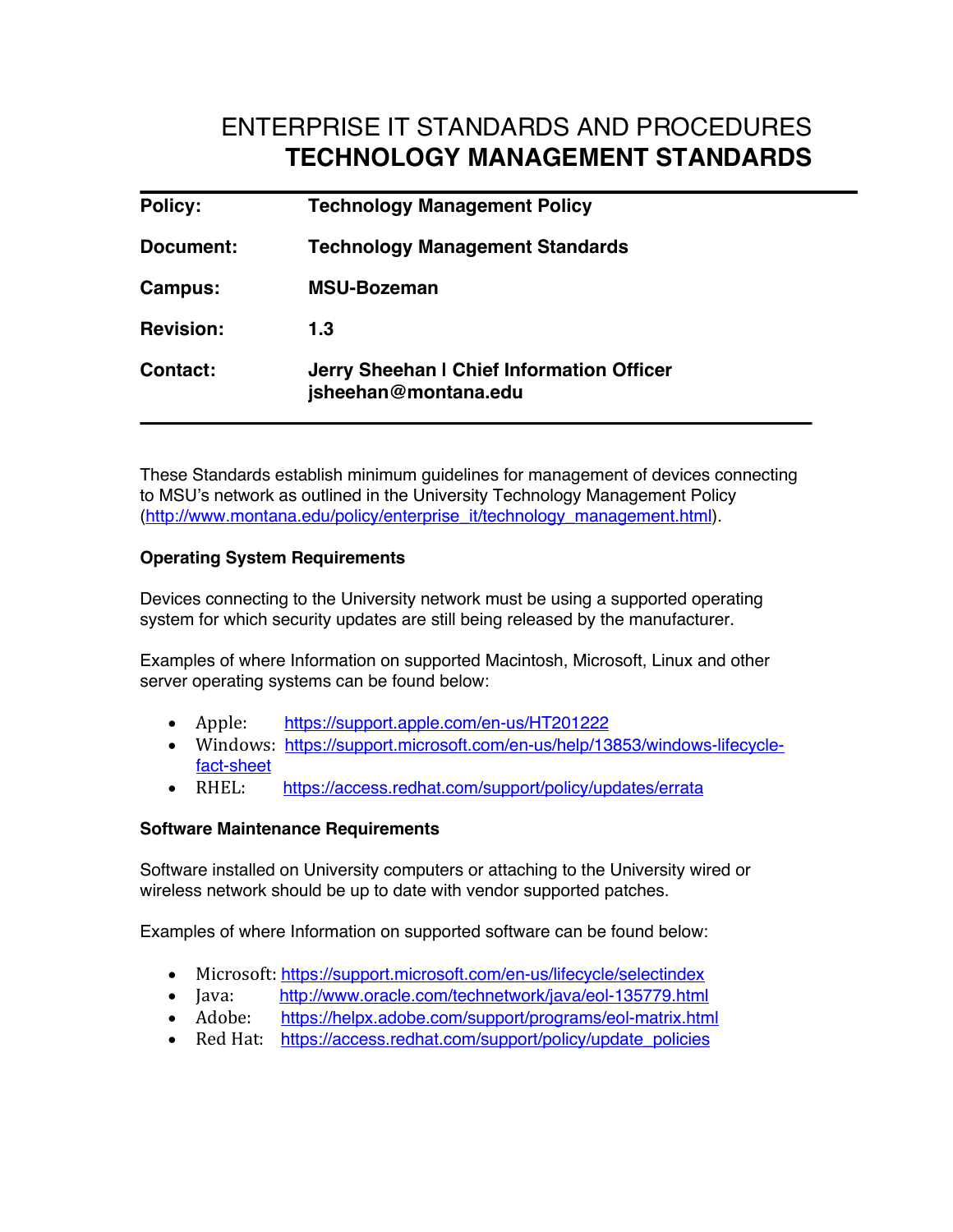# ENTERPRISE IT STANDARDS AND PROCEDURES
# TECHNOLOGY MANAGEMENT STANDARDS

| | |
|---|---|
| **Policy:** | **Technology Management Policy** |
| **Document:** | **Technology Management Standards** |
| **Campus:** | **MSU-Bozeman** |
| **Revision:** | **1.3** |
| **Contact:** | **Jerry Sheehan l Chief Information Officer**<br>**jsheehan@montana.edu** |

These Standards establish minimum guidelines for management of devices connecting to MSU's network as outlined in the University Technology Management Policy (http://www.montana.edu/policy/enterprise_it/technology_management.html).

### Operating System Requirements

Devices connecting to the University network must be using a supported operating system for which security updates are still being released by the manufacturer.

Examples of where Information on supported Macintosh, Microsoft, Linux and other server operating systems can be found below:

- Apple: https://support.apple.com/en-us/HT201222
- Windows: https://support.microsoft.com/en-us/help/13853/windows-lifecycle-fact-sheet
- RHEL: https://access.redhat.com/support/policy/updates/errata

### Software Maintenance Requirements

Software installed on University computers or attaching to the University wired or wireless network should be up to date with vendor supported patches.

Examples of where Information on supported software can be found below:

- Microsoft: https://support.microsoft.com/en-us/lifecycle/selectindex
- Java: http://www.oracle.com/technetwork/java/eol-135779.html
- Adobe: https://helpx.adobe.com/support/programs/eol-matrix.html
- Red Hat: https://access.redhat.com/support/policy/update_policies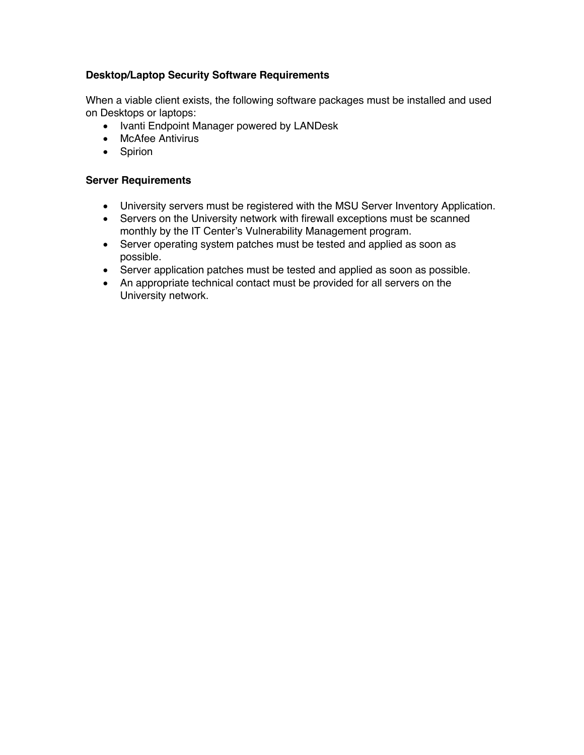**Desktop/Laptop Security Software Requirements**

When a viable client exists, the following software packages must be installed and used on Desktops or laptops:

- Ivanti Endpoint Manager powered by LANDesk
- McAfee Antivirus
- Spirion

**Server Requirements**

- University servers must be registered with the MSU Server Inventory Application.
- Servers on the University network with firewall exceptions must be scanned monthly by the IT Center's Vulnerability Management program.
- Server operating system patches must be tested and applied as soon as possible.
- Server application patches must be tested and applied as soon as possible.
- An appropriate technical contact must be provided for all servers on the University network.